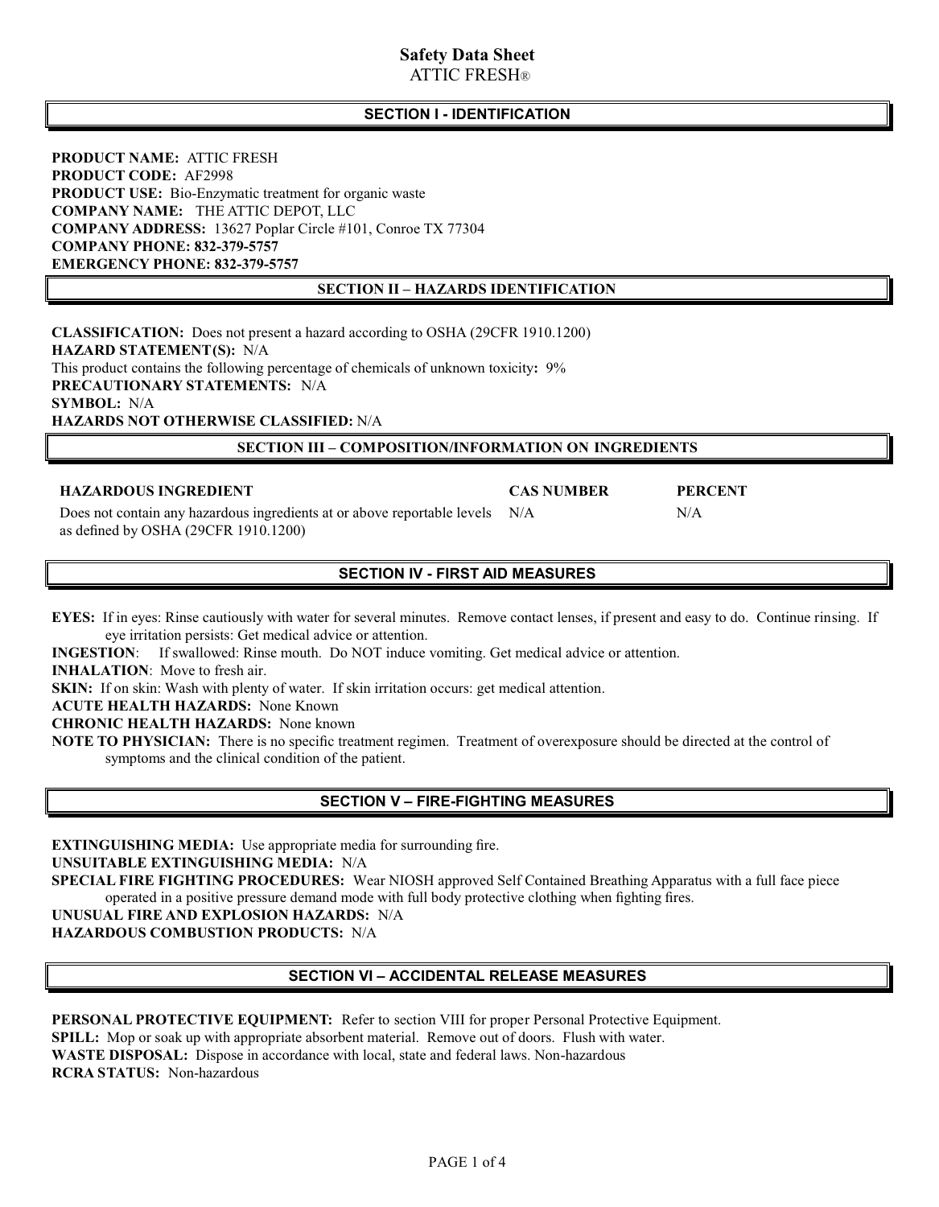# Safety Data Sheet
ATTIC FRESH®

## SECTION I - IDENTIFICATION

**PRODUCT NAME:** ATTIC FRESH
**PRODUCT CODE:** AF2998
**PRODUCT USE:** Bio-Enzymatic treatment for organic waste
**COMPANY NAME:** THE ATTIC DEPOT, LLC
**COMPANY ADDRESS:** 13627 Poplar Circle #101, Conroe TX 77304
**COMPANY PHONE: 832-379-5757**
**EMERGENCY PHONE: 832-379-5757**

## SECTION II – HAZARDS IDENTIFICATION

**CLASSIFICATION:** Does not present a hazard according to OSHA (29CFR 1910.1200)
**HAZARD STATEMENT(S):** N/A
This product contains the following percentage of chemicals of unknown toxicity**:** 9%
**PRECAUTIONARY STATEMENTS:** N/A
**SYMBOL:** N/A
**HAZARDS NOT OTHERWISE CLASSIFIED:** N/A

## SECTION III – COMPOSITION/INFORMATION ON INGREDIENTS

| HAZARDOUS INGREDIENT | CAS NUMBER | PERCENT |
|---|---|---|
| Does not contain any hazardous ingredients at or above reportable levels as defined by OSHA (29CFR 1910.1200) | N/A | N/A |

## SECTION IV - FIRST AID MEASURES

**EYES:** If in eyes: Rinse cautiously with water for several minutes. Remove contact lenses, if present and easy to do. Continue rinsing. If eye irritation persists: Get medical advice or attention.
**INGESTION**: If swallowed: Rinse mouth. Do NOT induce vomiting. Get medical advice or attention.
**INHALATION**: Move to fresh air.
**SKIN:** If on skin: Wash with plenty of water. If skin irritation occurs: get medical attention.
**ACUTE HEALTH HAZARDS:** None Known
**CHRONIC HEALTH HAZARDS:** None known
**NOTE TO PHYSICIAN:** There is no specific treatment regimen. Treatment of overexposure should be directed at the control of symptoms and the clinical condition of the patient.

## SECTION V – FIRE-FIGHTING MEASURES

**EXTINGUISHING MEDIA:** Use appropriate media for surrounding fire.
**UNSUITABLE EXTINGUISHING MEDIA:** N/A
**SPECIAL FIRE FIGHTING PROCEDURES:** Wear NIOSH approved Self Contained Breathing Apparatus with a full face piece operated in a positive pressure demand mode with full body protective clothing when fighting fires.
**UNUSUAL FIRE AND EXPLOSION HAZARDS:** N/A
**HAZARDOUS COMBUSTION PRODUCTS:** N/A

## SECTION VI – ACCIDENTAL RELEASE MEASURES

**PERSONAL PROTECTIVE EQUIPMENT:** Refer to section VIII for proper Personal Protective Equipment.
**SPILL:** Mop or soak up with appropriate absorbent material. Remove out of doors. Flush with water.
**WASTE DISPOSAL:** Dispose in accordance with local, state and federal laws. Non-hazardous
**RCRA STATUS:** Non-hazardous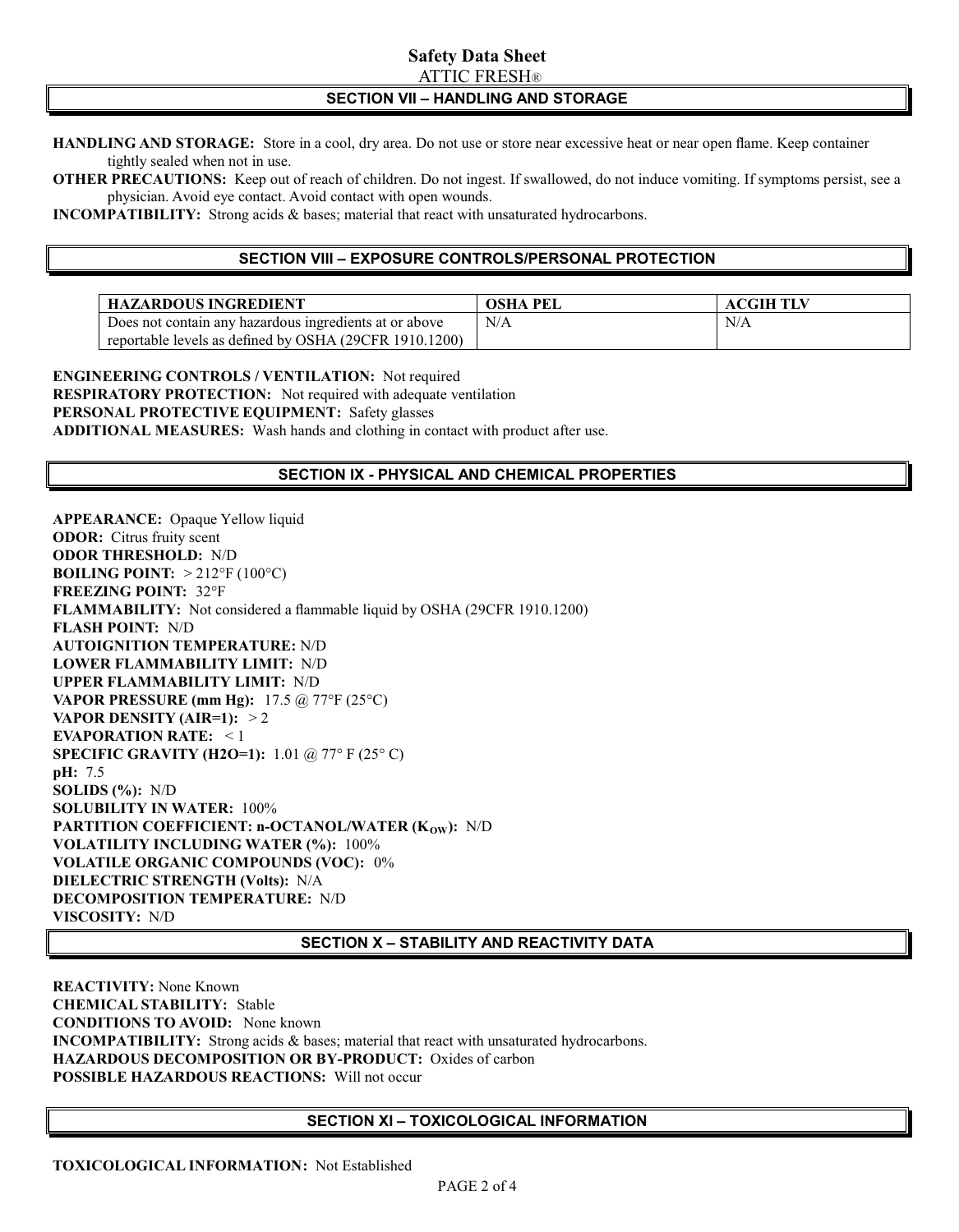## SECTION VII – HANDLING AND STORAGE

**HANDLING AND STORAGE:** Store in a cool, dry area. Do not use or store near excessive heat or near open flame. Keep container tightly sealed when not in use.

**OTHER PRECAUTIONS:** Keep out of reach of children. Do not ingest. If swallowed, do not induce vomiting. If symptoms persist, see a physician. Avoid eye contact. Avoid contact with open wounds.

**INCOMPATIBILITY:** Strong acids & bases; material that react with unsaturated hydrocarbons.

## SECTION VIII – EXPOSURE CONTROLS/PERSONAL PROTECTION

| HAZARDOUS INGREDIENT | OSHA PEL | ACGIH TLV |
|---|---|---|
| Does not contain any hazardous ingredients at or above reportable levels as defined by OSHA (29CFR 1910.1200) | N/A | N/A |

**ENGINEERING CONTROLS / VENTILATION:** Not required

**RESPIRATORY PROTECTION:** Not required with adequate ventilation

**PERSONAL PROTECTIVE EQUIPMENT:** Safety glasses

**ADDITIONAL MEASURES:** Wash hands and clothing in contact with product after use.

## SECTION IX - PHYSICAL AND CHEMICAL PROPERTIES

**APPEARANCE:** Opaque Yellow liquid

**ODOR:** Citrus fruity scent

**ODOR THRESHOLD:** N/D

**BOILING POINT:** > 212°F (100°C)

**FREEZING POINT:** 32°F

**FLAMMABILITY:** Not considered a flammable liquid by OSHA (29CFR 1910.1200)

**FLASH POINT:** N/D

**AUTOIGNITION TEMPERATURE:** N/D

**LOWER FLAMMABILITY LIMIT:** N/D

**UPPER FLAMMABILITY LIMIT:** N/D

**VAPOR PRESSURE (mm Hg):** 17.5 @ 77°F (25°C)

**VAPOR DENSITY (AIR=1):** > 2

**EVAPORATION RATE:** < 1

**SPECIFIC GRAVITY (H2O=1):** 1.01 @ 77° F (25° C)

**pH:** 7.5

**SOLIDS (%):** N/D

**SOLUBILITY IN WATER:** 100%

**PARTITION COEFFICIENT: n-OCTANOL/WATER ($K_{OW}$):** N/D

**VOLATILITY INCLUDING WATER (%):** 100%

**VOLATILE ORGANIC COMPOUNDS (VOC):** 0%

**DIELECTRIC STRENGTH (Volts):** N/A

**DECOMPOSITION TEMPERATURE:** N/D

**VISCOSITY:** N/D

## SECTION X – STABILITY AND REACTIVITY DATA

**REACTIVITY:** None Known

**CHEMICAL STABILITY:** Stable

**CONDITIONS TO AVOID:** None known

**INCOMPATIBILITY:** Strong acids & bases; material that react with unsaturated hydrocarbons.

**HAZARDOUS DECOMPOSITION OR BY-PRODUCT:** Oxides of carbon

**POSSIBLE HAZARDOUS REACTIONS:** Will not occur

## SECTION XI – TOXICOLOGICAL INFORMATION

**TOXICOLOGICAL INFORMATION:** Not Established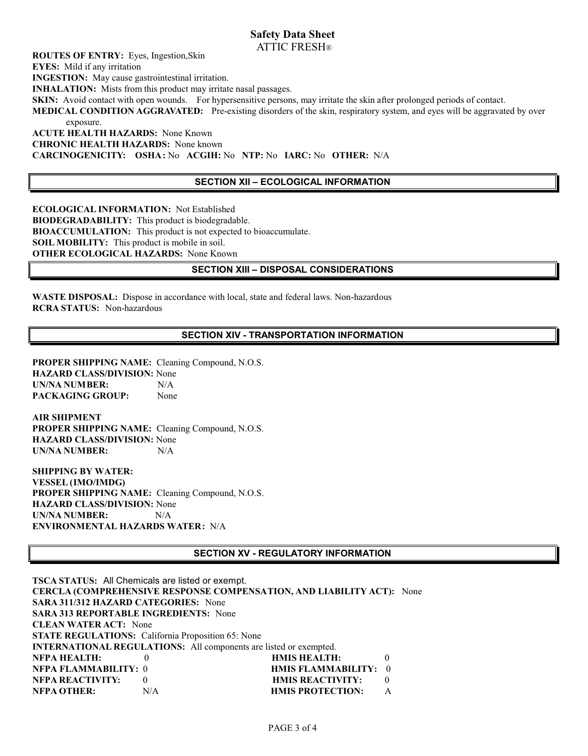**ROUTES OF ENTRY:** Eyes, Ingestion,Skin
**EYES:** Mild if any irritation
**INGESTION:** May cause gastrointestinal irritation.
**INHALATION:** Mists from this product may irritate nasal passages.
**SKIN:** Avoid contact with open wounds. For hypersensitive persons, may irritate the skin after prolonged periods of contact.
**MEDICAL CONDITION AGGRAVATED:** Pre-existing disorders of the skin, respiratory system, and eyes will be aggravated by over exposure.
**ACUTE HEALTH HAZARDS:** None Known
**CHRONIC HEALTH HAZARDS:** None known
**CARCINOGENICITY: OSHA:** No **ACGIH:** No **NTP:** No **IARC:** No **OTHER:** N/A

## SECTION XII – ECOLOGICAL INFORMATION

**ECOLOGICAL INFORMATION:** Not Established
**BIODEGRADABILITY:** This product is biodegradable.
**BIOACCUMULATION:** This product is not expected to bioaccumulate.
**SOIL MOBILITY:** This product is mobile in soil.
**OTHER ECOLOGICAL HAZARDS:** None Known

## SECTION XIII – DISPOSAL CONSIDERATIONS

**WASTE DISPOSAL:** Dispose in accordance with local, state and federal laws. Non-hazardous
**RCRA STATUS:** Non-hazardous

## SECTION XIV - TRANSPORTATION INFORMATION

**PROPER SHIPPING NAME:** Cleaning Compound, N.O.S.
**HAZARD CLASS/DIVISION:** None
**UN/NA NUMBER:** N/A
**PACKAGING GROUP:** None

**AIR SHIPMENT**
**PROPER SHIPPING NAME:** Cleaning Compound, N.O.S.
**HAZARD CLASS/DIVISION:** None
**UN/NA NUMBER:** N/A

**SHIPPING BY WATER:**
**VESSEL (IMO/IMDG)**
**PROPER SHIPPING NAME:** Cleaning Compound, N.O.S.
**HAZARD CLASS/DIVISION:** None
**UN/NA NUMBER:** N/A
**ENVIRONMENTAL HAZARDS WATER:** N/A

## SECTION XV - REGULATORY INFORMATION

**TSCA STATUS:** All Chemicals are listed or exempt.
**CERCLA (COMPREHENSIVE RESPONSE COMPENSATION, AND LIABILITY ACT):** None
**SARA 311/312 HAZARD CATEGORIES:** None
**SARA 313 REPORTABLE INGREDIENTS:** None
**CLEAN WATER ACT:** None
**STATE REGULATIONS:** California Proposition 65: None
**INTERNATIONAL REGULATIONS:** All components are listed or exempted.

| | | | |
|---|---|---|---|
| **NFPA HEALTH:** | 0 | **HMIS HEALTH:** | 0 |
| **NFPA FLAMMABILITY:** | 0 | **HMIS FLAMMABILITY:** | 0 |
| **NFPA REACTIVITY:** | 0 | **HMIS REACTIVITY:** | 0 |
| **NFPA OTHER:** | N/A | **HMIS PROTECTION:** | A |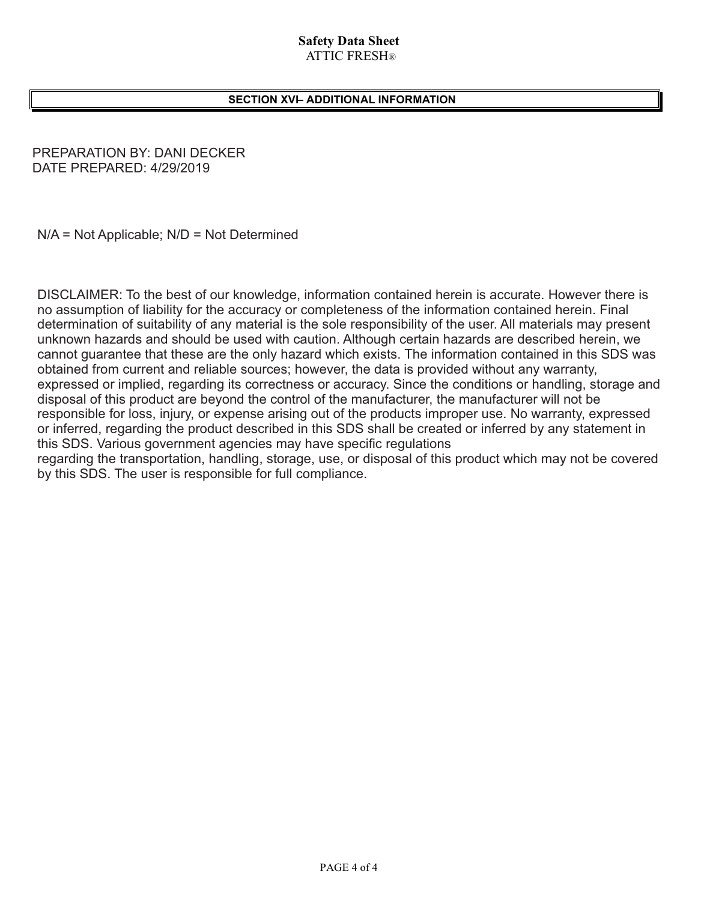## SECTION XVI– ADDITIONAL INFORMATION

PREPARATION BY: DANI DECKER
DATE PREPARED: 4/29/2019

N/A = Not Applicable; N/D = Not Determined

DISCLAIMER: To the best of our knowledge, information contained herein is accurate. However there is no assumption of liability for the accuracy or completeness of the information contained herein. Final determination of suitability of any material is the sole responsibility of the user. All materials may present unknown hazards and should be used with caution. Although certain hazards are described herein, we cannot guarantee that these are the only hazard which exists. The information contained in this SDS was obtained from current and reliable sources; however, the data is provided without any warranty, expressed or implied, regarding its correctness or accuracy. Since the conditions or handling, storage and disposal of this product are beyond the control of the manufacturer, the manufacturer will not be responsible for loss, injury, or expense arising out of the products improper use. No warranty, expressed or inferred, regarding the product described in this SDS shall be created or inferred by any statement in this SDS. Various government agencies may have specific regulations regarding the transportation, handling, storage, use, or disposal of this product which may not be covered by this SDS. The user is responsible for full compliance.